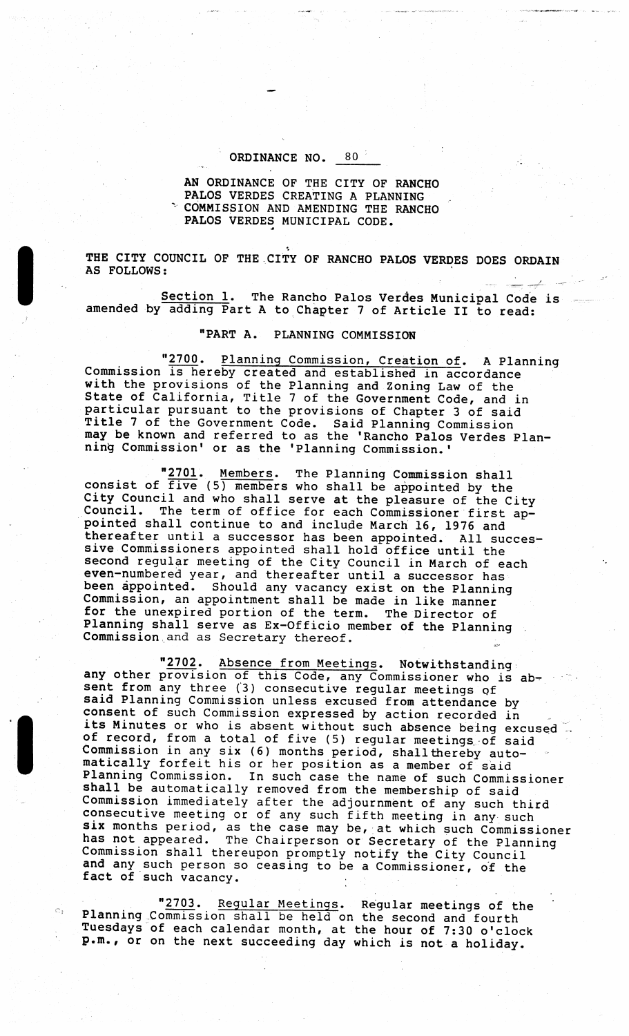ORDINANCE NO. 80

AN ORDINANCE OF THE CITY OF RANCHO PALOS VERDES CREATING A PLANNING COMMISSION AND AMENDING THE RANCHO PALOS VERDES MUNICIPAL CODE.

THE CITY COUNCIL OF THE CITY OF RANCHO PALOS VERDES DOES ORDAIN AS FOLLOWS:

Section 1. The Rancho Palos Verdes Municipal Code is amended by adding Part A to Chapter 7 of Article II to read:

"PART A. PLANNING COMMISSION

"2700. Planning Commission, Creation of. A Planning Commission is hereby created and established in accordance with the provisions of the Planning and Zoning Law of the State of California, Title 7 of the Government Code, and in particular pursuant to the provisions of Chapter 3 of said Title 7 of the Government Code. Said Planning Commission may be known and referred to as the 'Rancho Palos Verdes Planning Commission' or as the 'Planning Commission.'

"2701. Members. The Planning Commission shall consist of five (5) members who shall be appointed by the City Council and who shall serve at the pleasure of the City Council. The term of office for each Commissioner first appointed shall continue to and include March 16, 1976 and thereafter until a successor has been appointed. All successive Commissioners appointed shall hold office until the second regular meeting of the City Council in March of each even-numbered year, and thereafter until a successor has been appointed. Should any vacancy exist on the Planning Commission, an appointment shall be made in like manner for the unexpired portion of the term. The Director of Planning shall serve as Ex-Officio member of the Planning Commission and as Secretary thereof.

"2702. Absence from Meetings. Notwithstanding any other provision of this Code, any Commissioner who is absent from any three (3) consecutive regular meetings of said Planning Commission unless excused from attendance by consent of such Commission expressed by action recorded in its Minutes or who is absent without such absence being excused of record, from a total of five (5) regular meetings of said Commission in any six (6) months period, shall thereby automatically forfeit his or her position as a member of said Planning Commission. In such case the name of such Commissioner shall be automatically removed from the membership of said Commission immediately after the adjournment of any such third consecutive meeting or of any such fifth meeting in any such six months period, as the case may be, at which such Commissioner has not appeared. The Chairperson or Secretary of the Planning Commission shall thereupon promptly notify the City Council and any such person so ceasing to be a Commissioner, of the fact of such vacancy.

"2703. Regular Meetings. Regular meetings of the Planning Commission shall be held on the second and fourth Tuesdays of each calendar month, at the hour of 7:30 o'clock p.m., or on the next succeeding day which is not a holiday.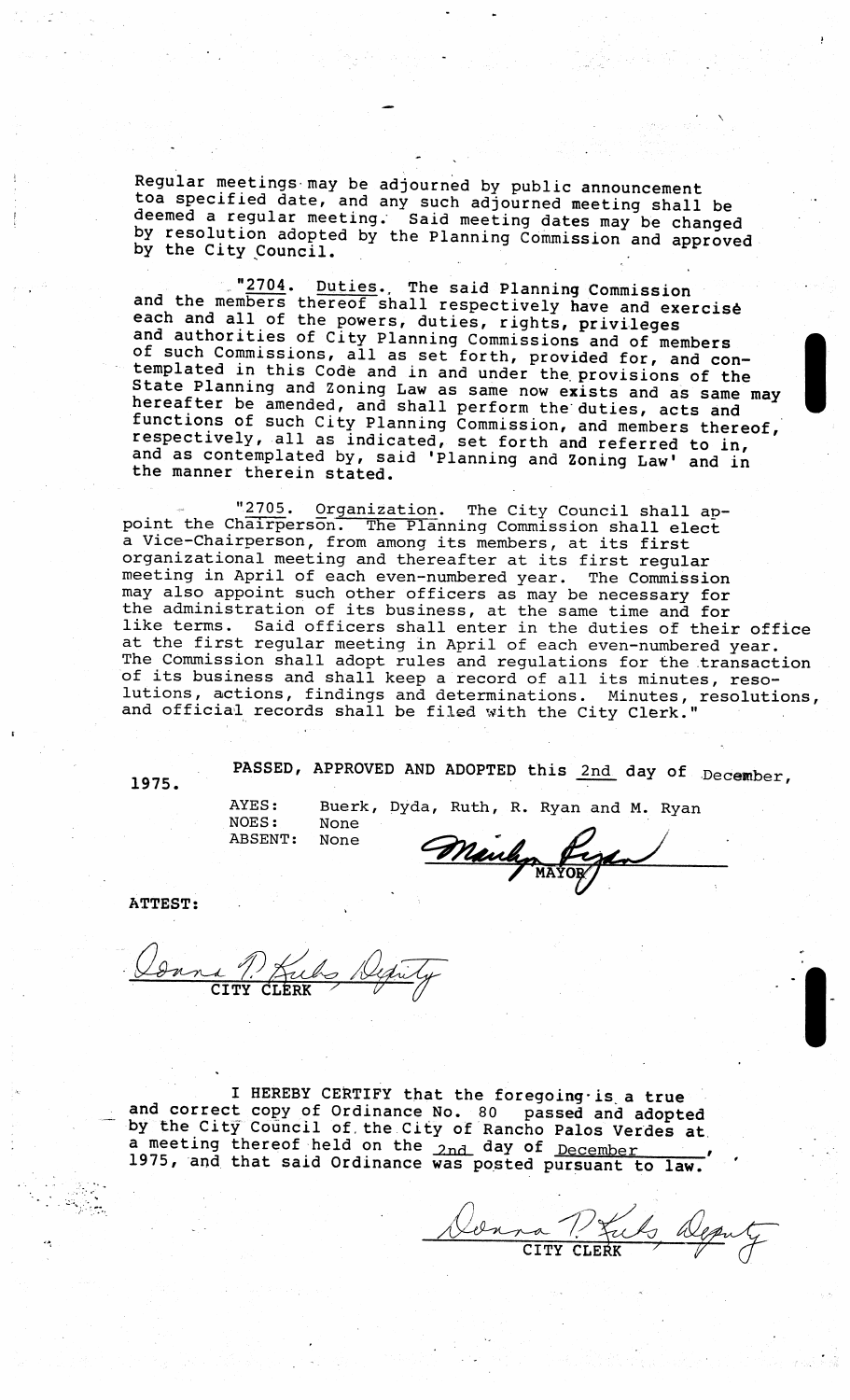Regular meetings may be adjourned by public announcement toa specified date, and any such adjourned meeting shall be deemed a regular meeting. Said meeting dates may be changed by resolution adopted by the Planning Commission and approved by the City Council.

"2704. Duties. The said Planning Commission and the members thereof shall respectively have and exercise each and all of the powers, duties, rights, privileges and authorities of City Planning Commissions and of members of such Commissions, all as set forth, provided for, and contemplated in this Code and in and under the provisions of the State Planning and Zoning Law as same now exists and as same may hereafter be amended, and shall perform the duties, acts and functions of such City Planning Commission, and members thereof, respectively, all as indicated, set forth and referred to in, and as contemplated by, said 'Planning and Zoning Law' and in the manner therein stated.

"2705. Organization. The City Council shall appoint the Chairperson. The Planning Commission shall elect a Vice-Chairperson, from among its members, at its first organizational meeting and thereafter at its first regular meeting in April of each even-numbered year. The Commission may also appoint such other officers as may be necessary for the administration of its business, at the same time and for like terms. Said officers shall enter in the duties of their office at the first regular meeting in April of each even-numbered year. The Commission shall adopt rules and regulations for the transaction of its business and shall keep a record of all its minutes, resolutions, actions, findings and determinations. Minutes, resolutions, and official records shall be filed with the City Clerk."

PASSED, APPROVED AND ADOPTED this 2nd day of December, 1975.

AYES: Buerk, Dyda, Ruth, R. Ryan and M. Ryan
NOES: None
ABSENT: None

Marilyn Ryan
MAYOR

ATTEST:

Donna P. Kubs Deputy
CITY CLERK

I HEREBY CERTIFY that the foregoing is a true and correct copy of Ordinance No. 80 passed and adopted by the City Council of the City of Rancho Palos Verdes at a meeting thereof held on the 2nd day of December, 1975, and that said Ordinance was posted pursuant to law.

Donna P. Kubs Deputy
CITY CLERK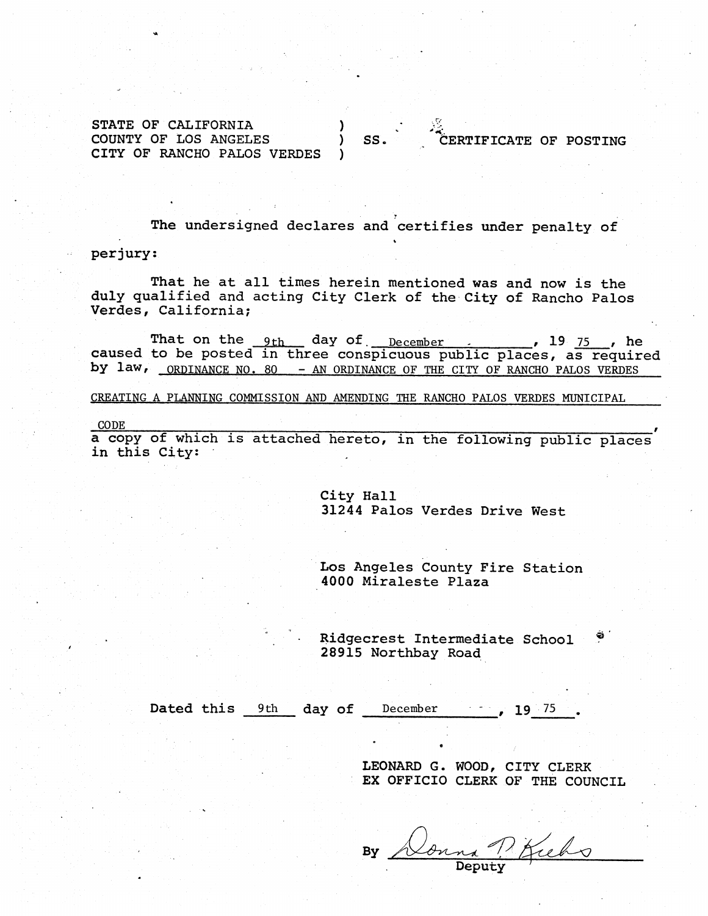STATE OF CALIFORNIA )
COUNTY OF LOS ANGELES ) SS. CERTIFICATE OF POSTING
CITY OF RANCHO PALOS VERDES )

The undersigned declares and certifies under penalty of perjury:

That he at all times herein mentioned was and now is the duly qualified and acting City Clerk of the City of Rancho Palos Verdes, California;

That on the 9th day of December, 19 75, he caused to be posted in three conspicuous public places, as required by law, ORDINANCE NO. 80 - AN ORDINANCE OF THE CITY OF RANCHO PALOS VERDES CREATING A PLANNING COMMISSION AND AMENDING THE RANCHO PALOS VERDES MUNICIPAL CODE, a copy of which is attached hereto, in the following public places in this City:

City Hall
31244 Palos Verdes Drive West

Los Angeles County Fire Station
4000 Miraleste Plaza

Ridgecrest Intermediate School
28915 Northbay Road

Dated this 9th day of December, 19 75.

LEONARD G. WOOD, CITY CLERK
EX OFFICIO CLERK OF THE COUNCIL

By Donna P. Kuchs
Deputy